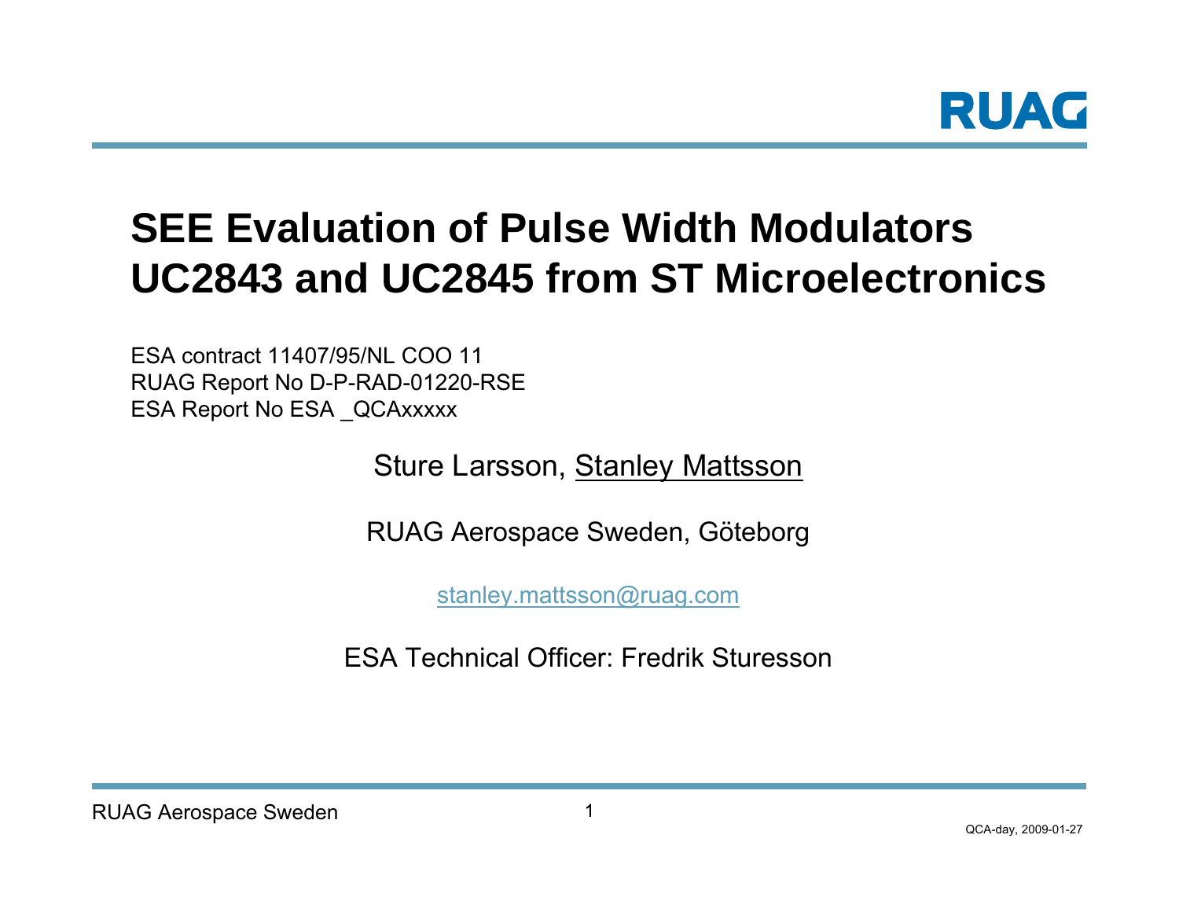RUAG

# SEE Evaluation of Pulse Width Modulators UC2843 and UC2845 from ST Microelectronics

ESA contract 11407/95/NL COO 11
RUAG Report No D-P-RAD-01220-RSE
ESA Report No ESA _QCAxxxxx

Sture Larsson, Stanley Mattsson

RUAG Aerospace Sweden, Göteborg

stanley.mattsson@ruag.com

ESA Technical Officer: Fredrik Sturesson

RUAG Aerospace Sweden

QCA-day, 2009-01-27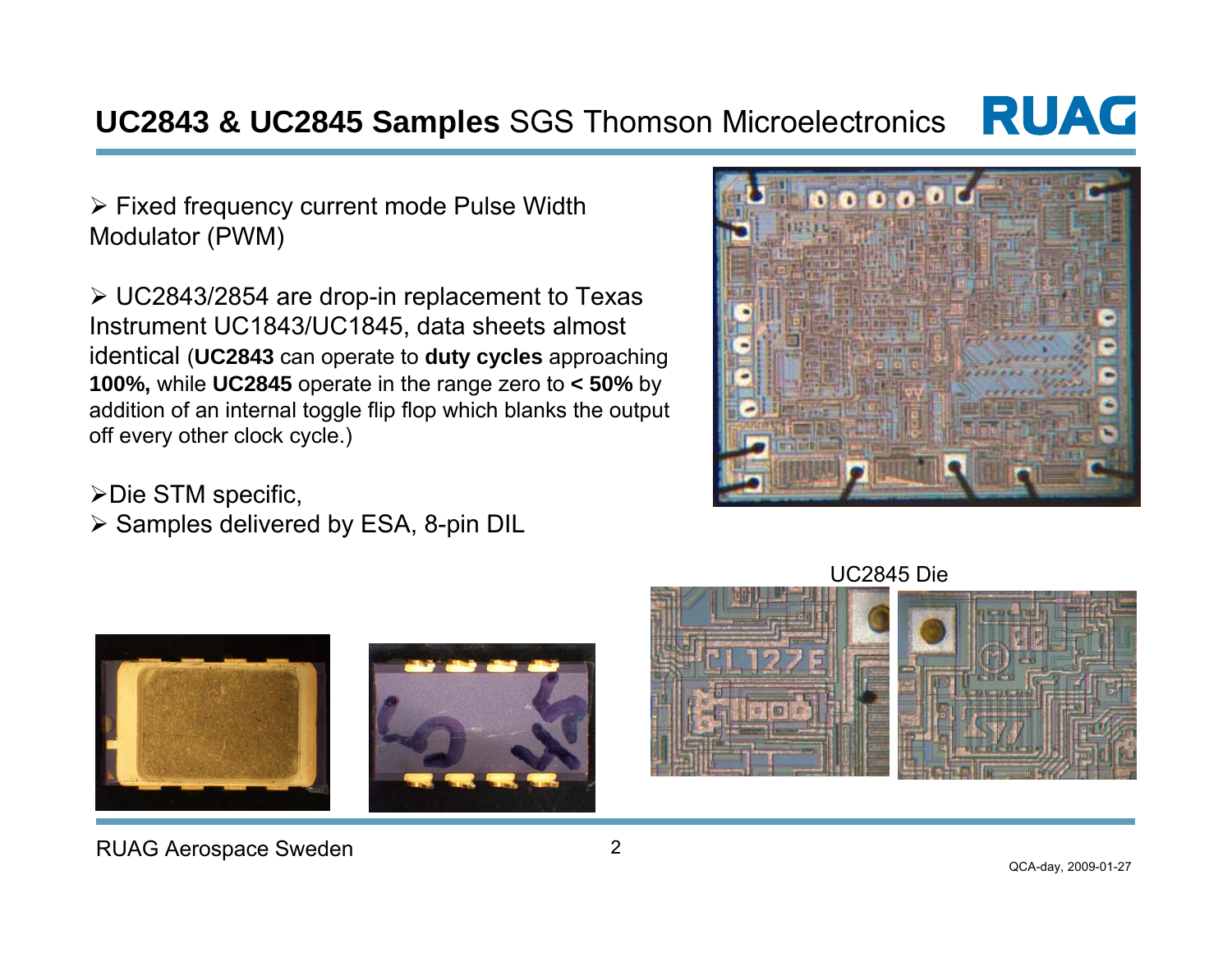## **UC2843 & UC2845 Samples** SGS Thomson Microelectronics

- Fixed frequency current mode Pulse Width Modulator (PWM)
- UC2843/2854 are drop-in replacement to Texas Instrument UC1843/UC1845, data sheets almost identical (**UC2843** can operate to **duty cycles** approaching **100%,** while **UC2845** operate in the range zero to **< 50%** by addition of an internal toggle flip flop which blanks the output off every other clock cycle.)
- Die STM specific,
- Samples delivered by ESA, 8-pin DIL

UC2845 Die

RUAG Aerospace Sweden

QCA-day, 2009-01-27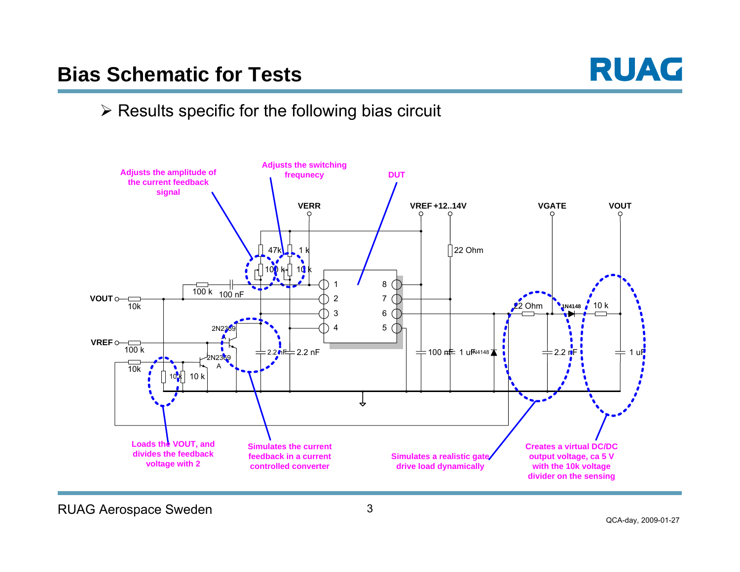# Bias Schematic for Tests

- Results specific for the following bias circuit

Adjusts the amplitude of the current feedback signal

Adjusts the switching frequency

DUT

Loads the VOUT, and divides the feedback voltage with 2

Simulates the current feedback in a current controlled converter

Simulates a realistic gate drive load dynamically

Creates a virtual DC/DC output voltage, ca 5 V with the 10k voltage divider on the sensing

QCA-day, 2009-01-27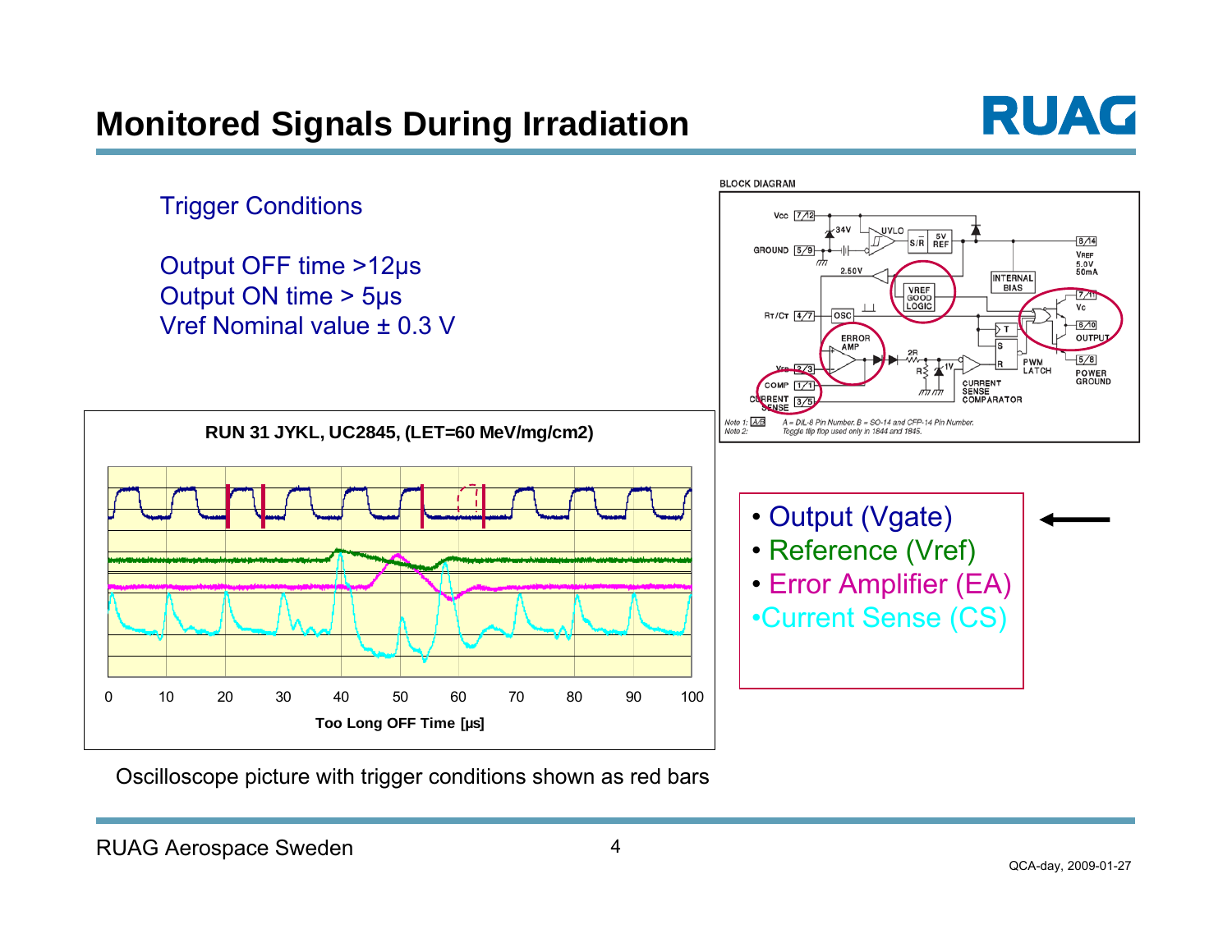# Monitored Signals During Irradiation

Trigger Conditions

Output OFF time >12µs
Output ON time > 5µs
Vref Nominal value ± 0.3 V

RUN 31 JYKL, UC2845, (LET=60 MeV/mg/cm2)

0 10 20 30 40 50 60 70 80 90 100

Too Long OFF Time [µs]

BLOCK DIAGRAM

Vcc 7/12
GROUND 5/9
34V
UVLO
S/R
5V REF
2.50V
VREF GOOD LOGIC
INTERNAL BIAS
8/14
VREF 5.0V 50mA
RT/CT 4/7
OSC
ERROR AMP
2R
R
1V
T
S
R
PWM LATCH
7/11
Vc
6/10
OUTPUT
5/8
POWER GROUND
VFB 2/3
COMP 1/1
CURRENT SENSE 3/5
CURRENT SENSE COMPARATOR

Note 1: A/B A = DIL-8 Pin Number, B = SO-14 and CFP-14 Pin Number.
Note 2: Toggle flip flop used only in 1844 and 1845.

- Output (Vgate)
- Reference (Vref)
- Error Amplifier (EA)
- Current Sense (CS)

Oscilloscope picture with trigger conditions shown as red bars

RUAG Aerospace Sweden

QCA-day, 2009-01-27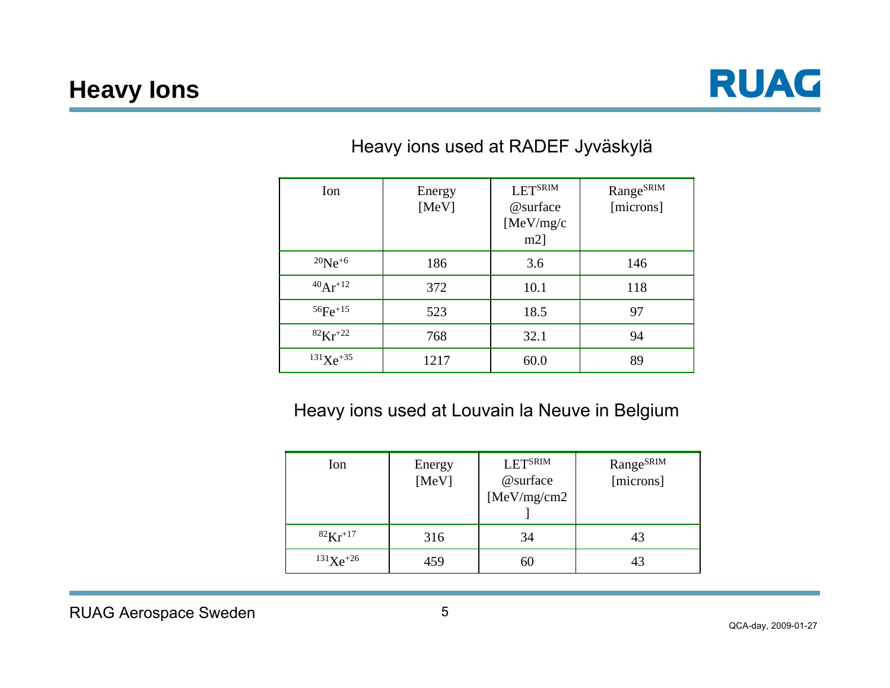# Heavy Ions

Heavy ions used at RADEF Jyväskylä

| Ion | Energy [MeV] | LET$^{SRIM}$ @surface [MeV/mg/cm2] | Range$^{SRIM}$ [microns] |
|---|---|---|---|
| $^{20}Ne^{+6}$ | 186 | 3.6 | 146 |
| $^{40}Ar^{+12}$ | 372 | 10.1 | 118 |
| $^{56}Fe^{+15}$ | 523 | 18.5 | 97 |
| $^{82}Kr^{+22}$ | 768 | 32.1 | 94 |
| $^{131}Xe^{+35}$ | 1217 | 60.0 | 89 |

Heavy ions used at Louvain la Neuve in Belgium

| Ion | Energy [MeV] | LET$^{SRIM}$ @surface [MeV/mg/cm2] | Range$^{SRIM}$ [microns] |
|---|---|---|---|
| $^{82}Kr^{+17}$ | 316 | 34 | 43 |
| $^{131}Xe^{+26}$ | 459 | 60 | 43 |

RUAG Aerospace Sweden

QCA-day, 2009-01-27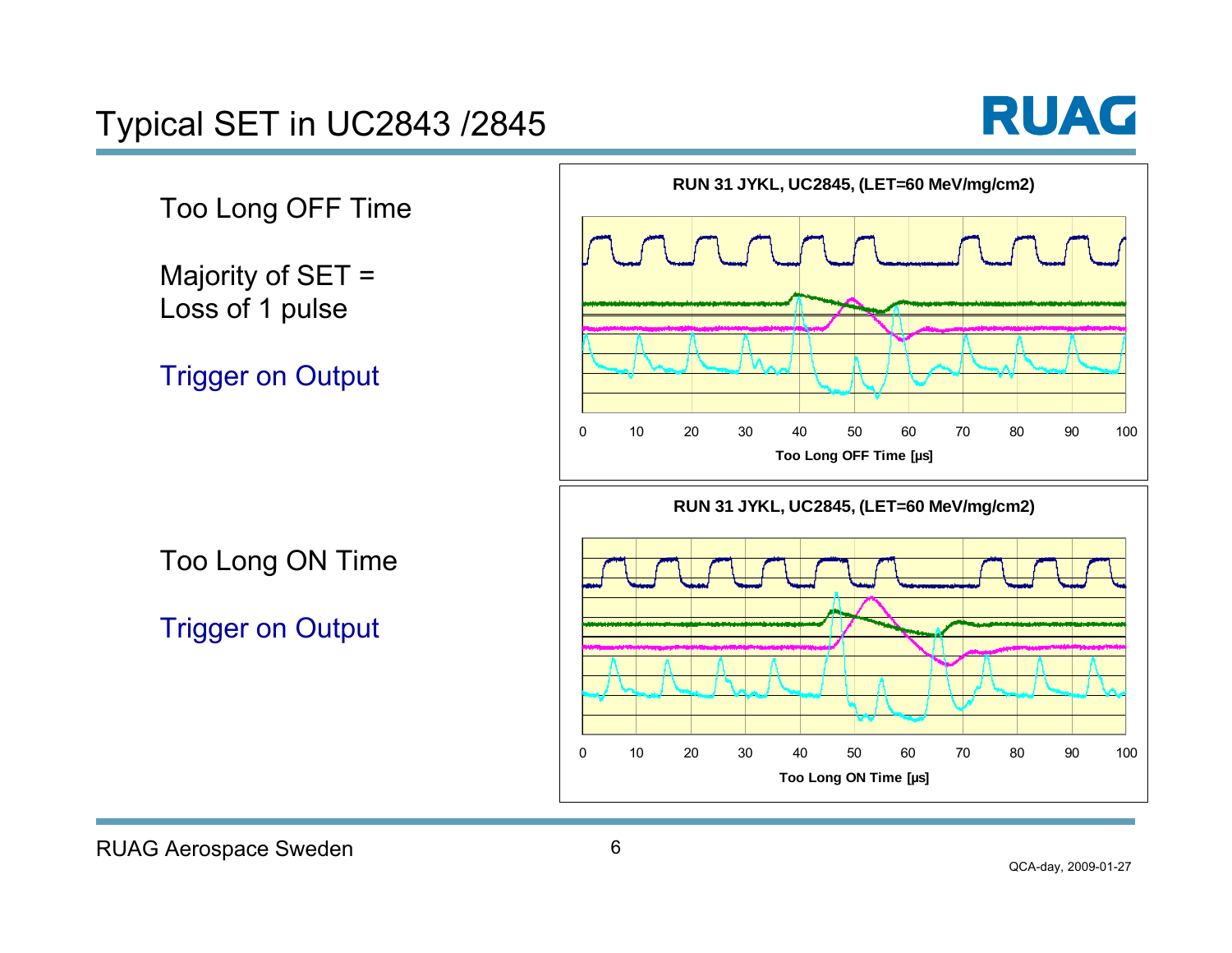# Typical SET in UC2843 /2845

Too Long OFF Time

Majority of SET = Loss of 1 pulse

Trigger on Output

RUN 31 JYKL, UC2845, (LET=60 MeV/mg/cm2)

0 10 20 30 40 50 60 70 80 90 100

Too Long OFF Time [µs]

Too Long ON Time

Trigger on Output

RUN 31 JYKL, UC2845, (LET=60 MeV/mg/cm2)

0 10 20 30 40 50 60 70 80 90 100

Too Long ON Time [µs]

RUAG Aerospace Sweden

QCA-day, 2009-01-27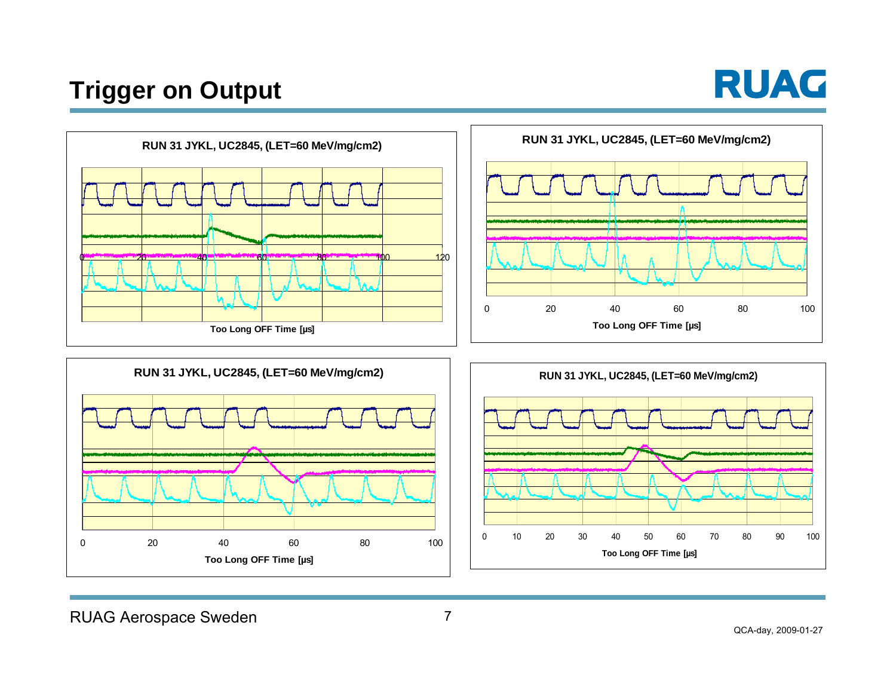# Trigger on Output

RUN 31 JYKL, UC2845, (LET=60 MeV/mg/cm2)

0 20 40 60 80 100 120

Too Long OFF Time [µs]

RUN 31 JYKL, UC2845, (LET=60 MeV/mg/cm2)

0 20 40 60 80 100

Too Long OFF Time [µs]

RUN 31 JYKL, UC2845, (LET=60 MeV/mg/cm2)

0 20 40 60 80 100

Too Long OFF Time [µs]

RUN 31 JYKL, UC2845, (LET=60 MeV/mg/cm2)

0 10 20 30 40 50 60 70 80 90 100

Too Long OFF Time [µs]

RUAG Aerospace Sweden

QCA-day, 2009-01-27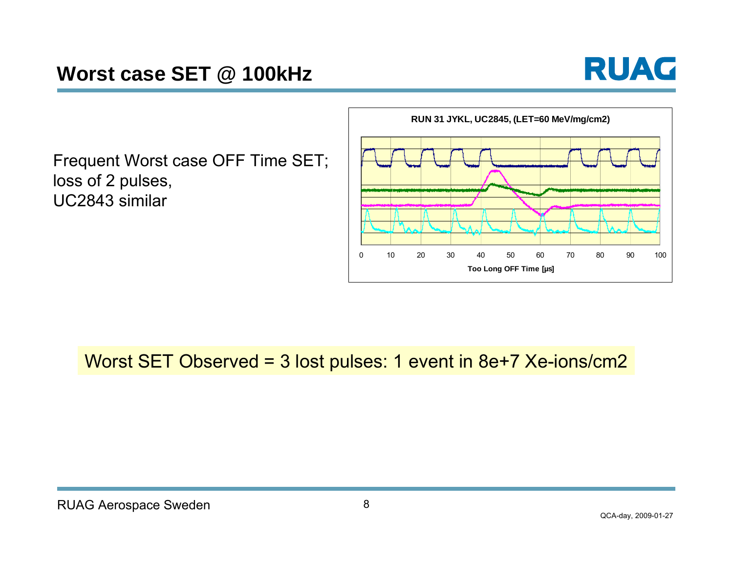# Worst case SET @ 100kHz

Frequent Worst case OFF Time SET;
loss of 2 pulses,
UC2843 similar

RUN 31 JYKL, UC2845, (LET=60 MeV/mg/cm2)

0 10 20 30 40 50 60 70 80 90 100

Too Long OFF Time [µs]

Worst SET Observed = 3 lost pulses: 1 event in 8e+7 Xe-ions/cm2

RUAG Aerospace Sweden

QCA-day, 2009-01-27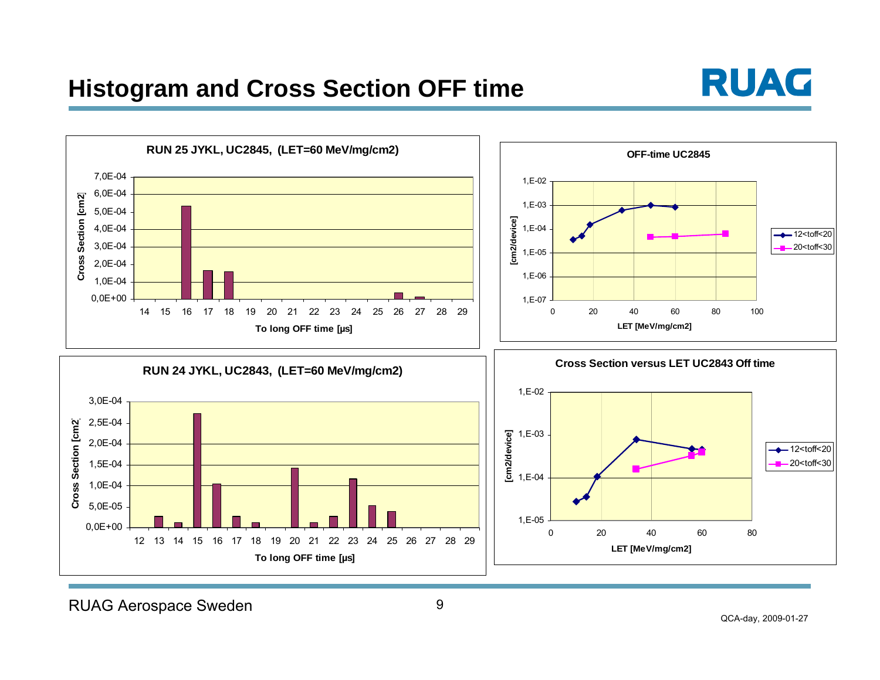# Histogram and Cross Section OFF time

RUN 25 JYKL, UC2845, (LET=60 MeV/mg/cm2)

Cross Section [cm2]

7,0E-04
6,0E-04
5,0E-04
4,0E-04
3,0E-04
2,0E-04
1,0E-04
0,0E+00

14 15 16 17 18 19 20 21 22 23 24 25 26 27 28 29

To long OFF time [µs]

OFF-time UC2845

[cm2/device]

1,E-02
1,E-03
1,E-04
1,E-05
1,E-06
1,E-07

0 20 40 60 80 100

LET [MeV/mg/cm2]

12<toff<20
20<toff<30

RUN 24 JYKL, UC2843, (LET=60 MeV/mg/cm2)

Cross Section [cm2]

3,0E-04
2,5E-04
2,0E-04
1,5E-04
1,0E-04
5,0E-05
0,0E+00

12 13 14 15 16 17 18 19 20 21 22 23 24 25 26 27 28 29

To long OFF time [µs]

Cross Section versus LET UC2843 Off time

[cm2/device]

1,E-02
1,E-03
1,E-04
1,E-05

0 20 40 60 80

LET [MeV/mg/cm2]

12<toff<20
20<toff<30

RUAG Aerospace Sweden

QCA-day, 2009-01-27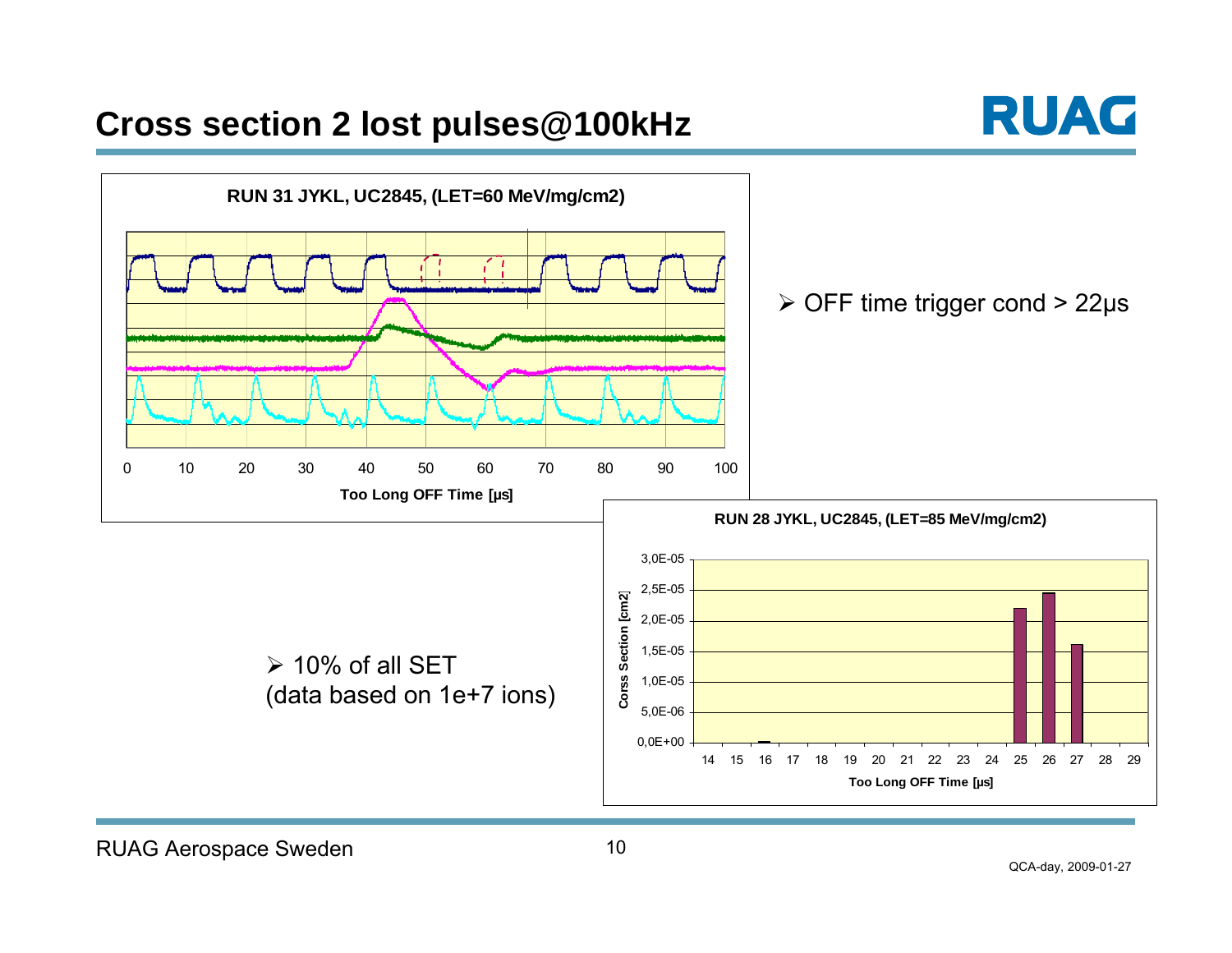# Cross section 2 lost pulses@100kHz

RUN 31 JYKL, UC2845, (LET=60 MeV/mg/cm2)

0 10 20 30 40 50 60 70 80 90 100

Too Long OFF Time [µs]

- OFF time trigger cond > 22µs

RUN 28 JYKL, UC2845, (LET=85 MeV/mg/cm2)

Corss Section [cm2]

3,0E-05
2,5E-05
2,0E-05
1,5E-05
1,0E-05
5,0E-06
0,0E+00

14 15 16 17 18 19 20 21 22 23 24 25 26 27 28 29

Too Long OFF Time [µs]

- 10% of all SET (data based on 1e+7 ions)

RUAG Aerospace Sweden

QCA-day, 2009-01-27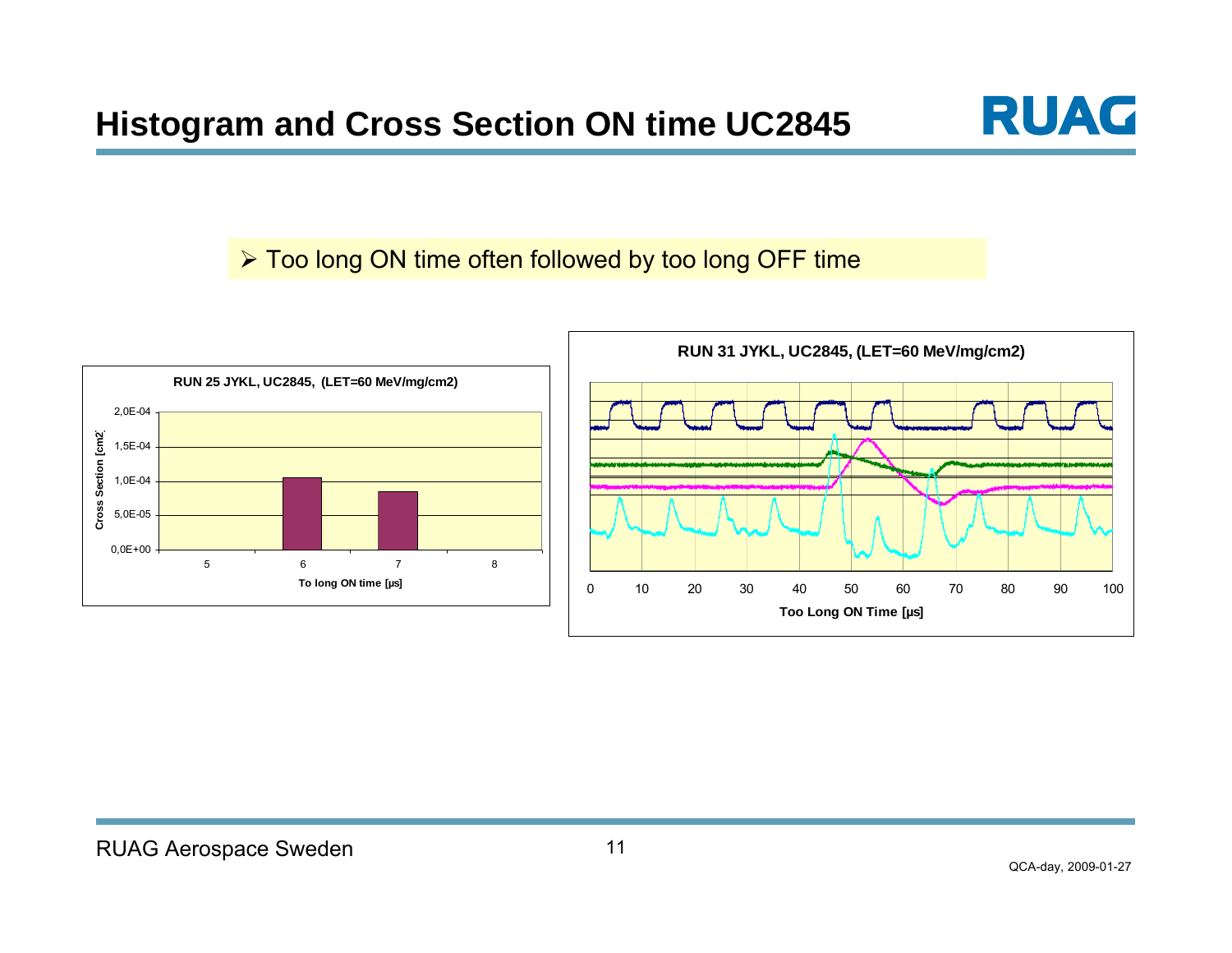# Histogram and Cross Section ON time UC2845

- Too long ON time often followed by too long OFF time

RUN 25 JYKL, UC2845, (LET=60 MeV/mg/cm2)

Cross Section [cm2]

2,0E-04
1,5E-04
1,0E-04
5,0E-05
0,0E+00

5
6
7
8

To long ON time [µs]

RUN 31 JYKL, UC2845, (LET=60 MeV/mg/cm2)

0
10
20
30
40
50
60
70
80
90
100

Too Long ON Time [µs]

RUAG Aerospace Sweden

QCA-day, 2009-01-27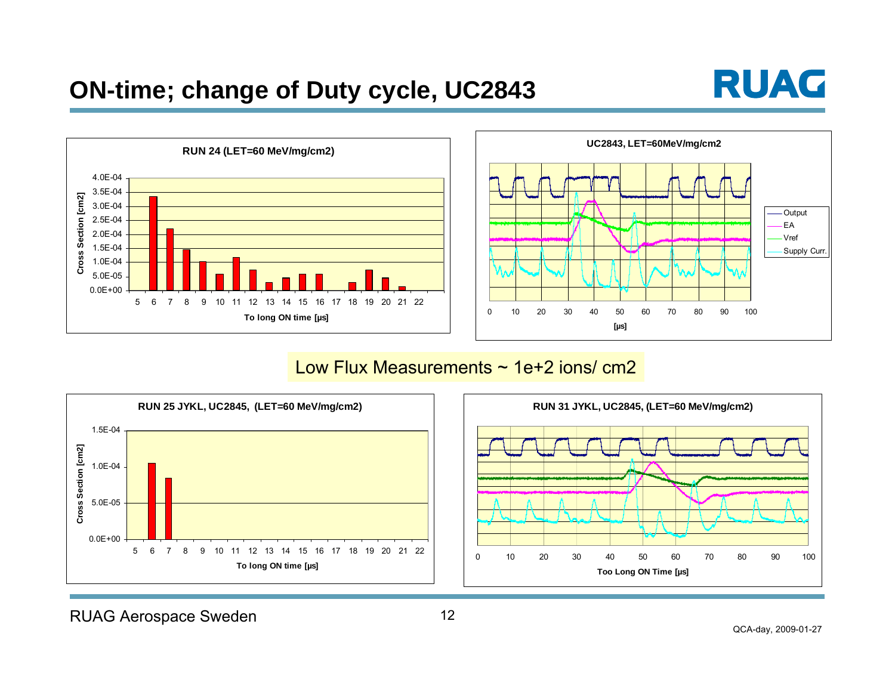# ON-time; change of Duty cycle, UC2843

RUAG

RUN 24 (LET=60 MeV/mg/cm2)

Cross Section [cm2]

4.0E-04
3.5E-04
3.0E-04
2.5E-04
2.0E-04
1.5E-04
1.0E-04
5.0E-05
0.0E+00

5 6 7 8 9 10 11 12 13 14 15 16 17 18 19 20 21 22

To long ON time [µs]

UC2843, LET=60MeV/mg/cm2

0 10 20 30 40 50 60 70 80 90 100

[µs]

Output
EA
Vref
Supply Curr.

Low Flux Measurements ~ 1e+2 ions/ cm2

RUN 25 JYKL, UC2845, (LET=60 MeV/mg/cm2)

Cross Section [cm2]

1.5E-04
1.0E-04
5.0E-05
0.0E+00

5 6 7 8 9 10 11 12 13 14 15 16 17 18 19 20 21 22

To long ON time [µs]

RUN 31 JYKL, UC2845, (LET=60 MeV/mg/cm2)

0 10 20 30 40 50 60 70 80 90 100

Too Long ON Time [µs]

RUAG Aerospace Sweden

QCA-day, 2009-01-27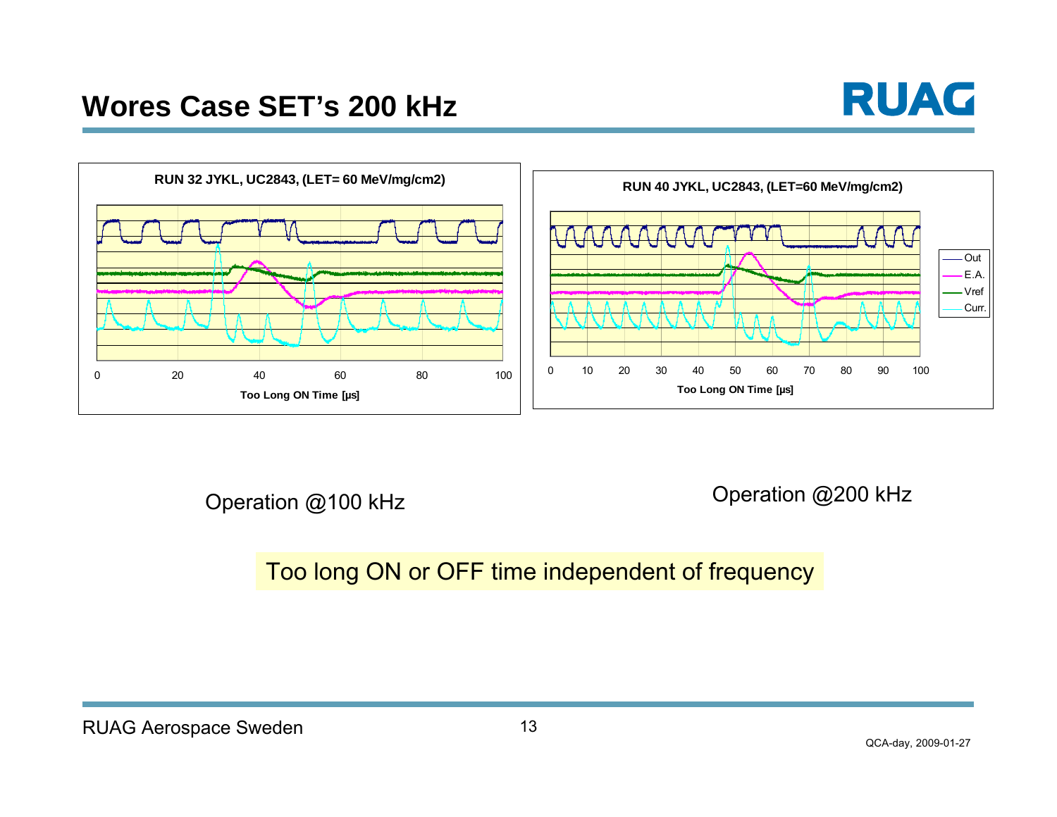# Wores Case SET's 200 kHz

RUN 32 JYKL, UC2843, (LET= 60 MeV/mg/cm2)

0
20
40
60
80
100

Too Long ON Time [µs]

RUN 40 JYKL, UC2843, (LET=60 MeV/mg/cm2)

0
10
20
30
40
50
60
70
80
90
100

Too Long ON Time [µs]

Out
E.A.
Vref
Curr.

Operation @100 kHz

Operation @200 kHz

Too long ON or OFF time independent of frequency

RUAG Aerospace Sweden

QCA-day, 2009-01-27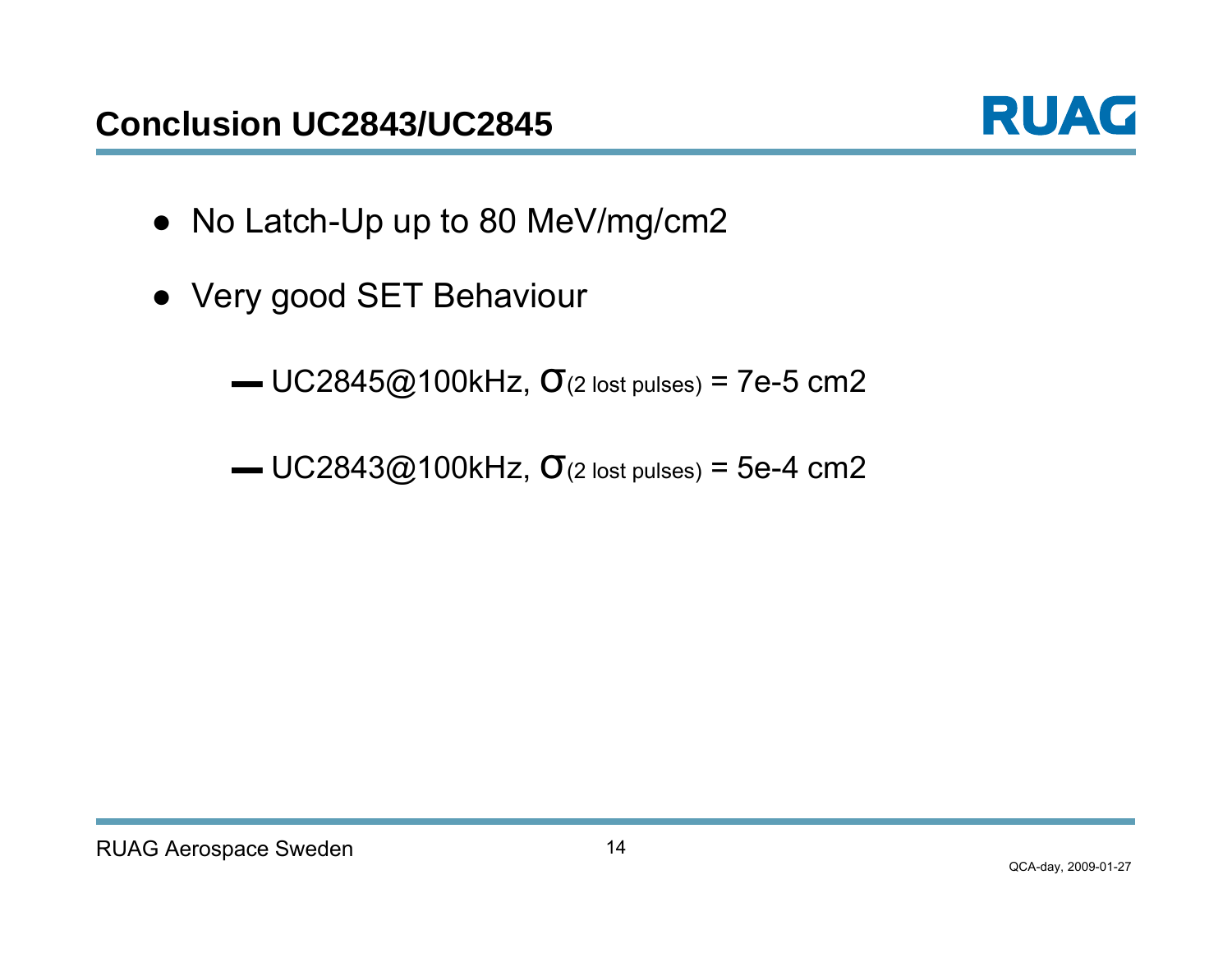## Conclusion UC2843/UC2845

- No Latch-Up up to 80 MeV/mg/cm2
- Very good SET Behaviour
  - UC2845@100kHz, $\sigma_{(2 \text{ lost pulses})}$ = 7e-5 cm2
  - UC2843@100kHz, $\sigma_{(2 \text{ lost pulses})}$ = 5e-4 cm2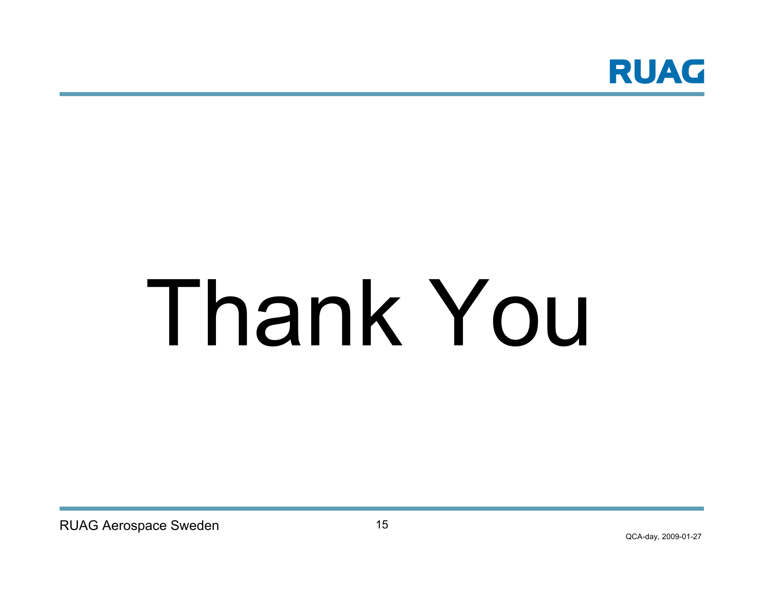# Thank You